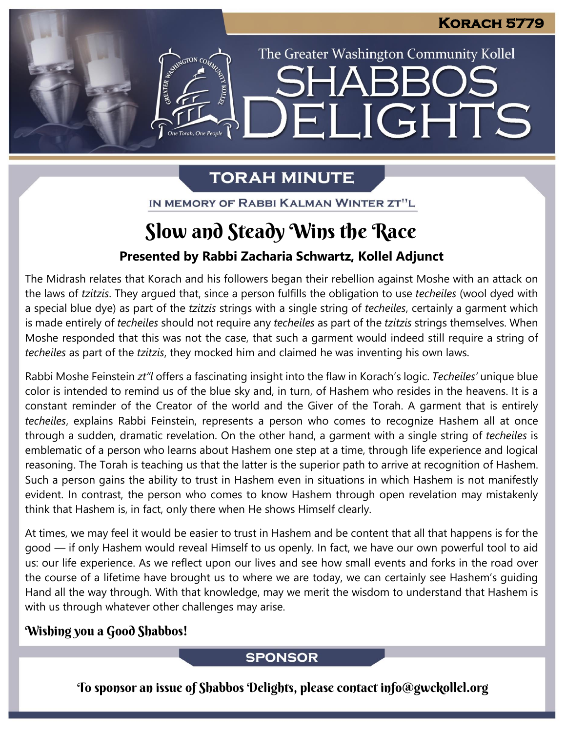Korach 5779

The Greater Washington Community Kollel

# SHABBOS DELIGHTS

## TORAH MINUTE

IN MEMORY OF RABBI KALMAN WINTER ZT"L

# Slow and Steady Wins the Race

### Presented by Rabbi Zacharia Schwartz, Kollel Adjunct

The Midrash relates that Korach and his followers began their rebellion against Moshe with an attack on the laws of *tzitzis*. They argued that, since a person fulfills the obligation to use *techeiles* (wool dyed with a special blue dye) as part of the *tzitzis* strings with a single string of *techeiles*, certainly a garment which is made entirely of *techeiles* should not require any *techeiles* as part of the *tzitzis* strings themselves. When Moshe responded that this was not the case, that such a garment would indeed still require a string of *techeiles* as part of the *tzitzis*, they mocked him and claimed he was inventing his own laws.

Rabbi Moshe Feinstein *zt"l* offers a fascinating insight into the flaw in Korach's logic. *Techeiles'* unique blue color is intended to remind us of the blue sky and, in turn, of Hashem who resides in the heavens. It is a constant reminder of the Creator of the world and the Giver of the Torah. A garment that is entirely *techeiles*, explains Rabbi Feinstein, represents a person who comes to recognize Hashem all at once through a sudden, dramatic revelation. On the other hand, a garment with a single string of *techeiles* is emblematic of a person who learns about Hashem one step at a time, through life experience and logical reasoning. The Torah is teaching us that the latter is the superior path to arrive at recognition of Hashem. Such a person gains the ability to trust in Hashem even in situations in which Hashem is not manifestly evident. In contrast, the person who comes to know Hashem through open revelation may mistakenly think that Hashem is, in fact, only there when He shows Himself clearly.

At times, we may feel it would be easier to trust in Hashem and be content that all that happens is for the good — if only Hashem would reveal Himself to us openly. In fact, we have our own powerful tool to aid us: our life experience. As we reflect upon our lives and see how small events and forks in the road over the course of a lifetime have brought us to where we are today, we can certainly see Hashem's guiding Hand all the way through. With that knowledge, may we merit the wisdom to understand that Hashem is with us through whatever other challenges may arise.

**Wishing you a Good Shabbos!**

## SPONSOR

To sponsor an issue of Shabbos Delights, please contact info@gwckollel.org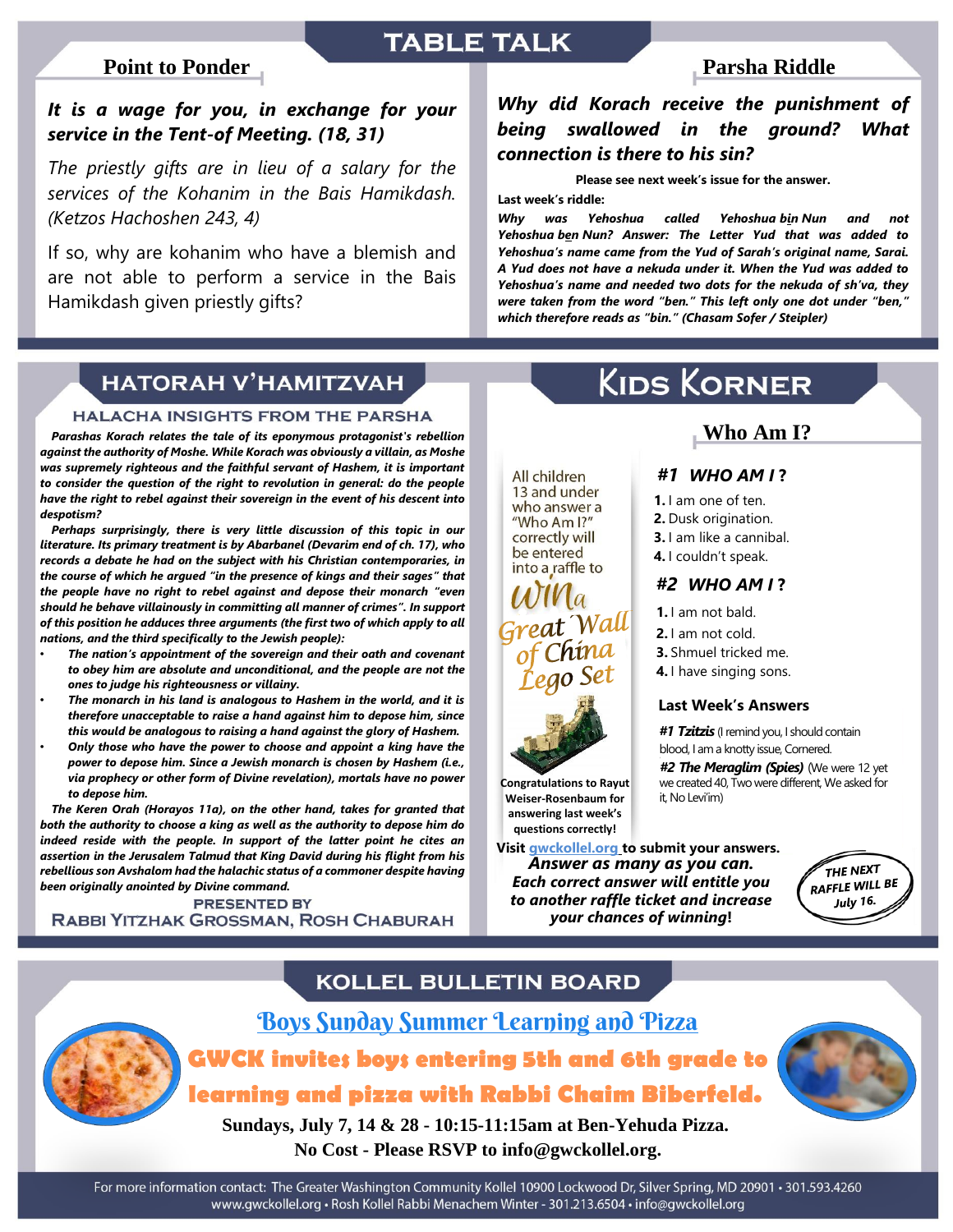# TABLE TALK

## Point to Ponder

***It is a wage for you, in exchange for your service in the Tent-of Meeting. (18, 31)***

*The priestly gifts are in lieu of a salary for the services of the Kohanim in the Bais Hamikdash. (Ketzos Hachoshen 243, 4)*

If so, why are kohanim who have a blemish and are not able to perform a service in the Bais Hamikdash given priestly gifts?

## Parsha Riddle

***Why did Korach receive the punishment of being swallowed in the ground? What connection is there to his sin?***

**Please see next week's issue for the answer.**

**Last week's riddle:**

***Why was Yehoshua called Yehoshua bin Nun and not Yehoshua ben Nun? Answer: The Letter Yud that was added to Yehoshua's name came from the Yud of Sarah's original name, Sarai. A Yud does not have a nekuda under it. When the Yud was added to Yehoshua's name and needed two dots for the nekuda of sh'va, they were taken from the word "ben." This left only one dot under "ben," which therefore reads as "bin." (Chasam Sofer / Steipler)***

# HATORAH V'HAMITZVAH

## HALACHA INSIGHTS FROM THE PARSHA

***Parashas Korach relates the tale of its eponymous protagonist's rebellion against the authority of Moshe. While Korach was obviously a villain, as Moshe was supremely righteous and the faithful servant of Hashem, it is important to consider the question of the right to revolution in general: do the people have the right to rebel against their sovereign in the event of his descent into despotism?***

***Perhaps surprisingly, there is very little discussion of this topic in our literature. Its primary treatment is by Abarbanel (Devarim end of ch. 17), who records a debate he had on the subject with his Christian contemporaries, in the course of which he argued "in the presence of kings and their sages" that the people have no right to rebel against and depose their monarch "even should he behave villainously in committing all manner of crimes". In support of this position he adduces three arguments (the first two of which apply to all nations, and the third specifically to the Jewish people):***

- ***The nation's appointment of the sovereign and their oath and covenant to obey him are absolute and unconditional, and the people are not the ones to judge his righteousness or villainy.***
- ***The monarch in his land is analogous to Hashem in the world, and it is therefore unacceptable to raise a hand against him to depose him, since this would be analogous to raising a hand against the glory of Hashem.***
- ***Only those who have the power to choose and appoint a king have the power to depose him. Since a Jewish monarch is chosen by Hashem (i.e., via prophecy or other form of Divine revelation), mortals have no power to depose him.***

***The Keren Orah (Horayos 11a), on the other hand, takes for granted that both the authority to choose a king as well as the authority to depose him do indeed reside with the people. In support of the latter point he cites an assertion in the Jerusalem Talmud that King David during his flight from his rebellious son Avshalom had the halachic status of a commoner despite having been originally anointed by Divine command.***

PRESENTED BY
RABBI YITZHAK GROSSMAN, ROSH CHABURAH

# KIDS KORNER

All children 13 and under who answer a "Who Am I?" correctly will be entered into a raffle to

Win a Great Wall of China Lego Set

**Congratulations to Rayut Weiser-Rosenbaum for answering last week's questions correctly!**

## Who Am I?

### #1 WHO AM I?

1. I am one of ten.
2. Dusk origination.
3. I am like a cannibal.
4. I couldn't speak.

### #2 WHO AM I?

1. I am not bald.
2. I am not cold.
3. Shmuel tricked me.
4. I have singing sons.

### Last Week's Answers

***#1 Tzitzis*** (I remind you, I should contain blood, I am a knotty issue, Cornered.

***#2 The Meraglim (Spies)*** (We were 12 yet we created 40, Two were different, We asked for it, No Levi'im)

**Visit gwckollel.org to submit your answers.**

***Answer as many as you can. Each correct answer will entitle you to another raffle ticket and increase your chances of winning!***

***THE NEXT RAFFLE WILL BE July 16.***

# KOLLEL BULLETIN BOARD

## Boys Sunday Summer Learning and Pizza

**GWCK invites boys entering 5th and 6th grade to learning and pizza with Rabbi Chaim Biberfeld.**

**Sundays, July 7, 14 & 28 - 10:15-11:15am at Ben-Yehuda Pizza.**
**No Cost - Please RSVP to info@gwckollel.org.**

For more information contact: The Greater Washington Community Kollel 10900 Lockwood Dr, Silver Spring, MD 20901 • 301.593.4260
www.gwckollel.org • Rosh Kollel Rabbi Menachem Winter - 301.213.6504 • info@gwckollel.org